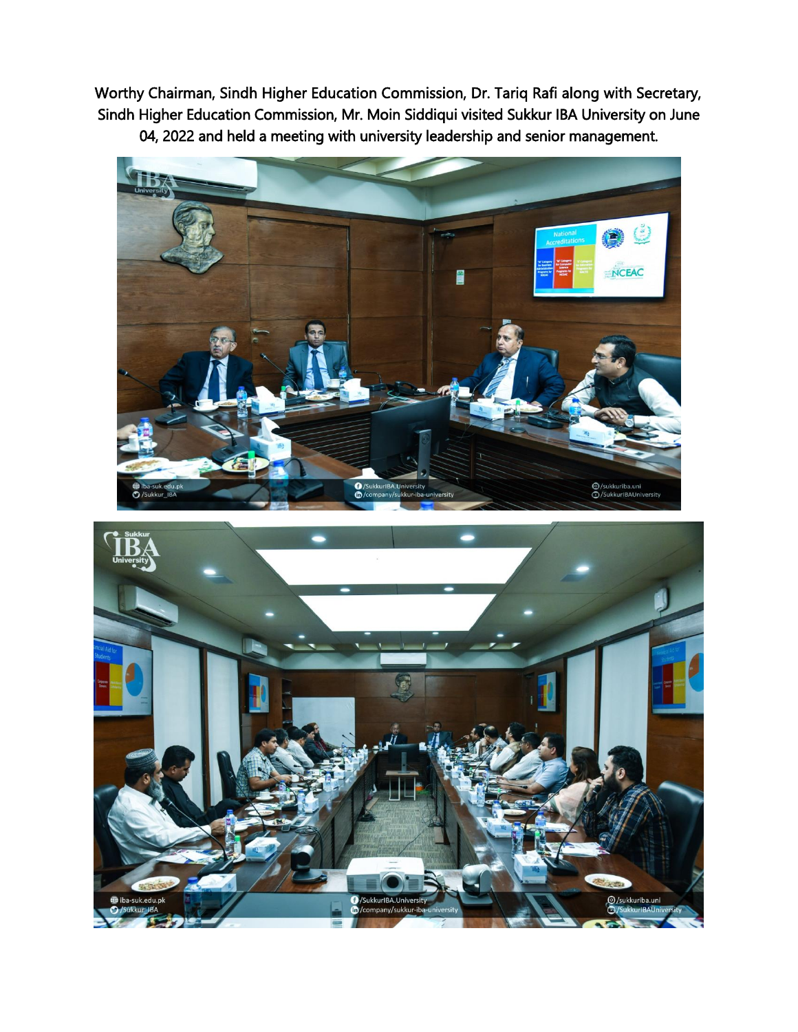Worthy Chairman, Sindh Higher Education Commission, Dr. Tariq Rafi along with Secretary, Sindh Higher Education Commission, Mr. Moin Siddiqui visited Sukkur IBA University on June 04, 2022 and held a meeting with university leadership and senior management.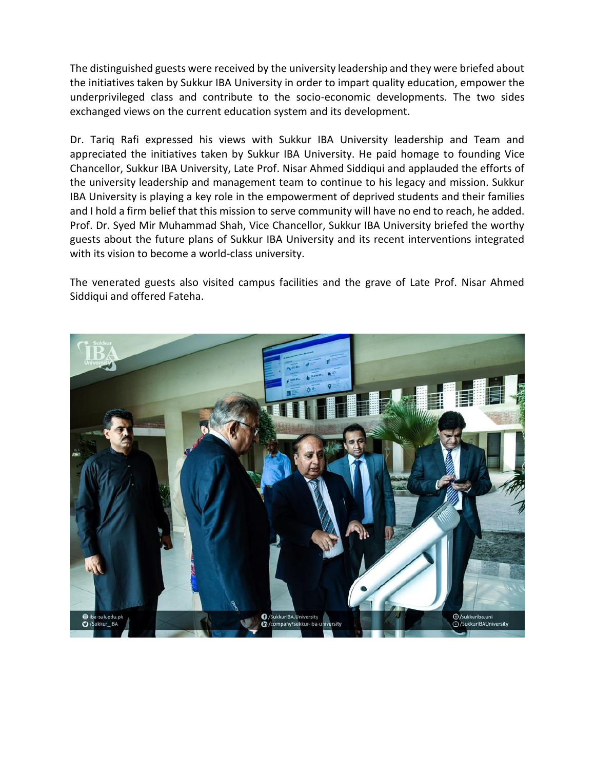The distinguished guests were received by the university leadership and they were briefed about the initiatives taken by Sukkur IBA University in order to impart quality education, empower the underprivileged class and contribute to the socio-economic developments. The two sides exchanged views on the current education system and its development.

Dr. Tariq Rafi expressed his views with Sukkur IBA University leadership and Team and appreciated the initiatives taken by Sukkur IBA University. He paid homage to founding Vice Chancellor, Sukkur IBA University, Late Prof. Nisar Ahmed Siddiqui and applauded the efforts of the university leadership and management team to continue to his legacy and mission. Sukkur IBA University is playing a key role in the empowerment of deprived students and their families and I hold a firm belief that this mission to serve community will have no end to reach, he added. Prof. Dr. Syed Mir Muhammad Shah, Vice Chancellor, Sukkur IBA University briefed the worthy guests about the future plans of Sukkur IBA University and its recent interventions integrated with its vision to become a world-class university.

The venerated guests also visited campus facilities and the grave of Late Prof. Nisar Ahmed Siddiqui and offered Fateha.